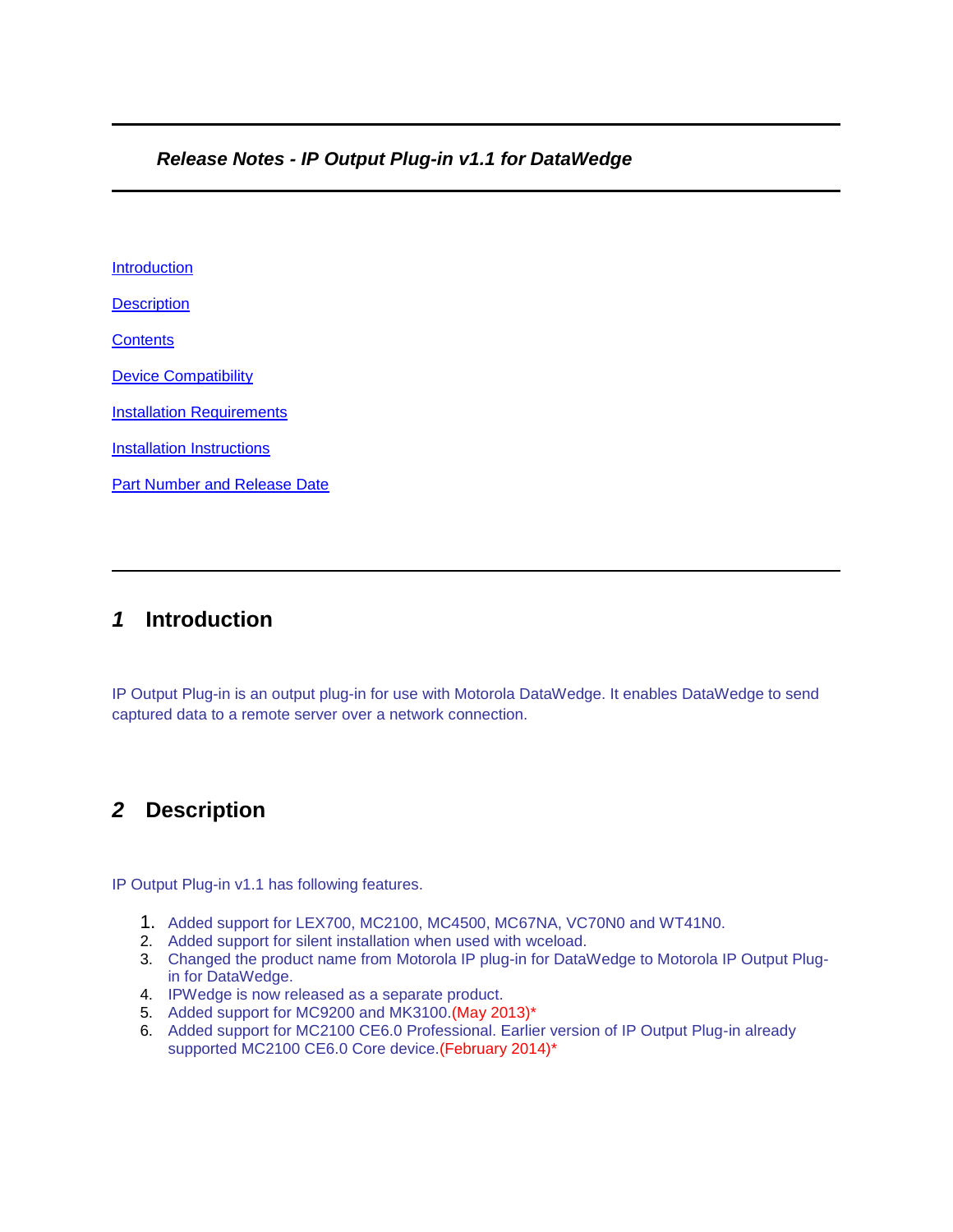***Release Notes - IP Output Plug-in v1.1 for DataWedge***

[Introduction](#)

[Description](#)

[Contents](#)

[Device Compatibility](#)

[Installation Requirements](#)

[Installation Instructions](#)

[Part Number and Release Date](#)

---

## *1* Introduction

IP Output Plug-in is an output plug-in for use with Motorola DataWedge. It enables DataWedge to send captured data to a remote server over a network connection.

## *2* Description

IP Output Plug-in v1.1 has following features.

1. Added support for LEX700, MC2100, MC4500, MC67NA, VC70N0 and WT41N0.
2. Added support for silent installation when used with wceload.
3. Changed the product name from Motorola IP plug-in for DataWedge to Motorola IP Output Plug-in for DataWedge.
4. IPWedge is now released as a separate product.
5. Added support for MC9200 and MK3100.(May 2013)*
6. Added support for MC2100 CE6.0 Professional. Earlier version of IP Output Plug-in already supported MC2100 CE6.0 Core device.(February 2014)*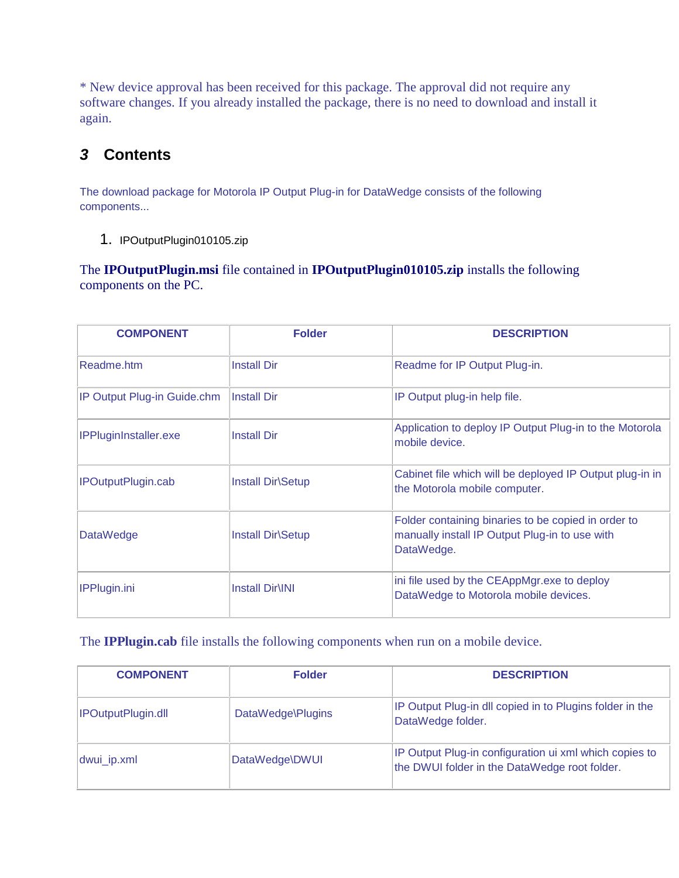* New device approval has been received for this package. The approval did not require any software changes. If you already installed the package, there is no need to download and install it again.

## 3 Contents

The download package for Motorola IP Output Plug-in for DataWedge consists of the following components...

1. IPOutputPlugin010105.zip

The **IPOutputPlugin.msi** file contained in **IPOutputPlugin010105.zip** installs the following components on the PC.

| COMPONENT | Folder | DESCRIPTION |
|---|---|---|
| Readme.htm | Install Dir | Readme for IP Output Plug-in. |
| IP Output Plug-in Guide.chm | Install Dir | IP Output plug-in help file. |
| IPPluginInstaller.exe | Install Dir | Application to deploy IP Output Plug-in to the Motorola mobile device. |
| IPOutputPlugin.cab | Install Dir\Setup | Cabinet file which will be deployed IP Output plug-in in the Motorola mobile computer. |
| DataWedge | Install Dir\Setup | Folder containing binaries to be copied in order to manually install IP Output Plug-in to use with DataWedge. |
| IPPlugin.ini | Install Dir\INI | ini file used by the CEAppMgr.exe to deploy DataWedge to Motorola mobile devices. |

The **IPPlugin.cab** file installs the following components when run on a mobile device.

| COMPONENT | Folder | DESCRIPTION |
|---|---|---|
| IPOutputPlugin.dll | DataWedge\Plugins | IP Output Plug-in dll copied in to Plugins folder in the DataWedge folder. |
| dwui_ip.xml | DataWedge\DWUI | IP Output Plug-in configuration ui xml which copies to the DWUI folder in the DataWedge root folder. |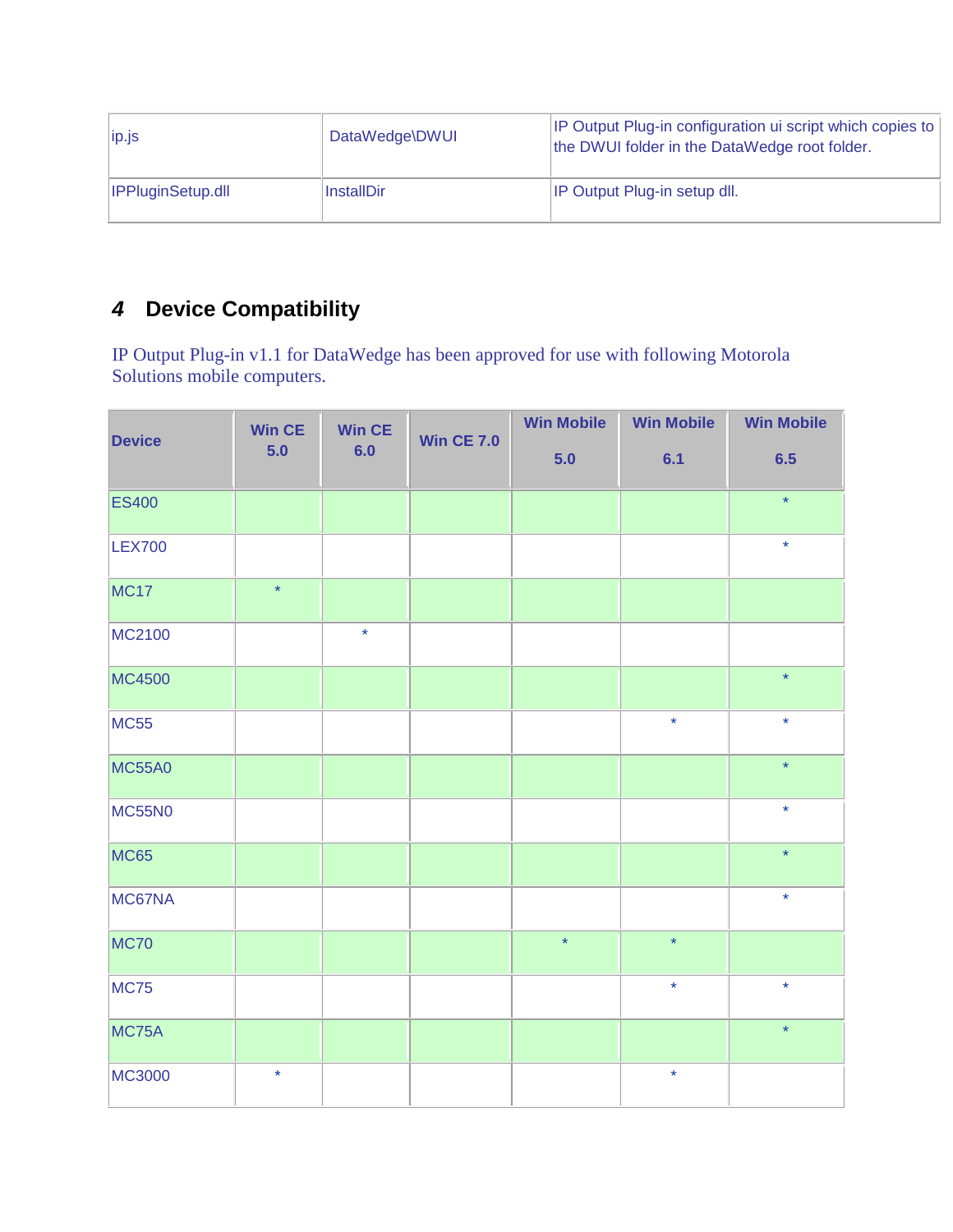| ip.js | DataWedge\DWUI | IP Output Plug-in configuration ui script which copies to the DWUI folder in the DataWedge root folder. |
|---|---|---|
| IPPluginSetup.dll | InstallDir | IP Output Plug-in setup dll. |

## 4 Device Compatibility

IP Output Plug-in v1.1 for DataWedge has been approved for use with following Motorola Solutions mobile computers.

| Device | Win CE 5.0 | Win CE 6.0 | Win CE 7.0 | Win Mobile 5.0 | Win Mobile 6.1 | Win Mobile 6.5 |
|---|---|---|---|---|---|---|
| ES400 | | | | | | * |
| LEX700 | | | | | | * |
| MC17 | * | | | | | |
| MC2100 | | * | | | | |
| MC4500 | | | | | | * |
| MC55 | | | | | * | * |
| MC55A0 | | | | | | * |
| MC55N0 | | | | | | * |
| MC65 | | | | | | * |
| MC67NA | | | | | | * |
| MC70 | | | | * | * | |
| MC75 | | | | | * | * |
| MC75A | | | | | | * |
| MC3000 | * | | | | * | |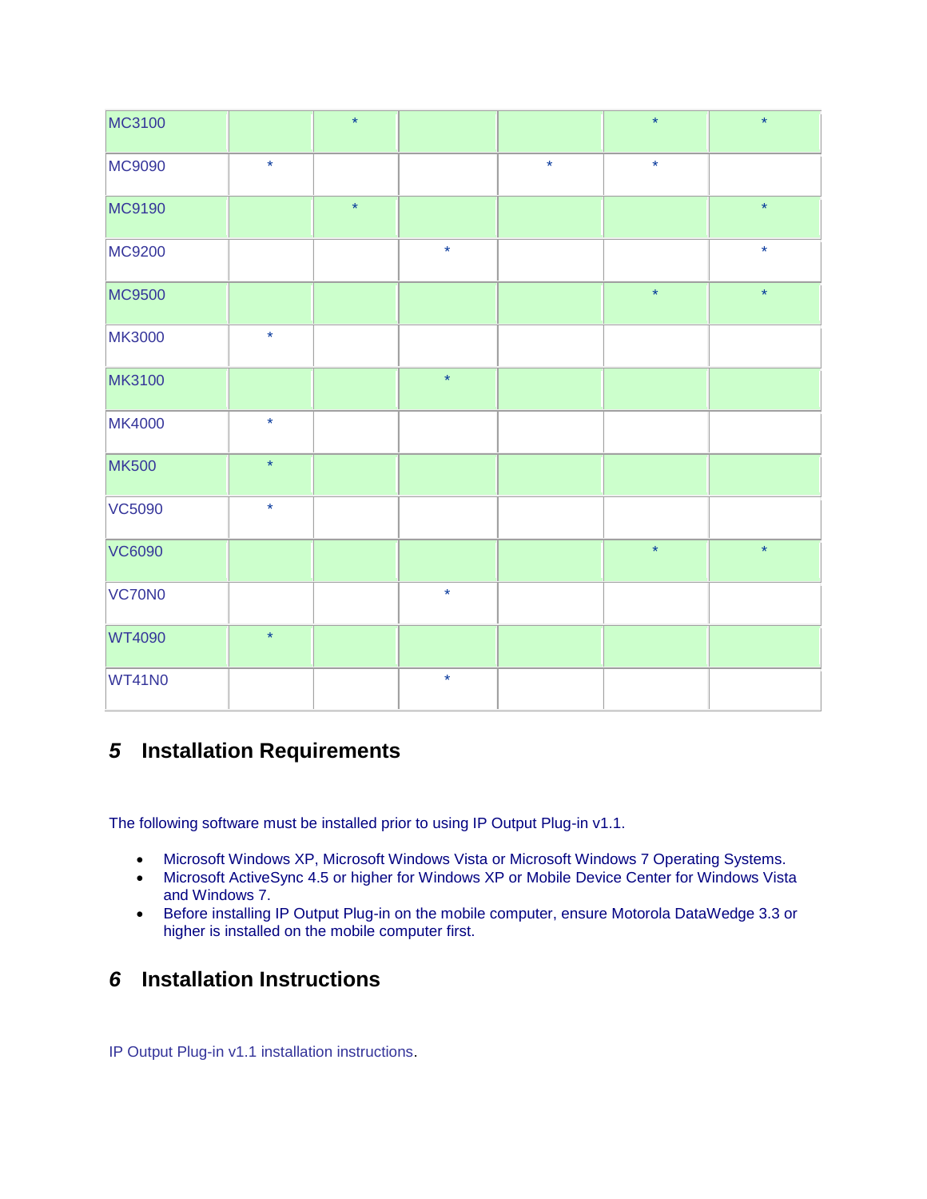| | | | | | | |
|---|---|---|---|---|---|---|
| MC3100 | | * | | | * | * |
| MC9090 | * | | | * | * | |
| MC9190 | | * | | | | * |
| MC9200 | | | * | | | * |
| MC9500 | | | | | * | * |
| MK3000 | * | | | | | |
| MK3100 | | | * | | | |
| MK4000 | * | | | | | |
| MK500 | * | | | | | |
| VC5090 | * | | | | | |
| VC6090 | | | | | * | * |
| VC70N0 | | | * | | | |
| WT4090 | * | | | | | |
| WT41N0 | | | * | | | |

## 5 Installation Requirements

The following software must be installed prior to using IP Output Plug-in v1.1.

- Microsoft Windows XP, Microsoft Windows Vista or Microsoft Windows 7 Operating Systems.
- Microsoft ActiveSync 4.5 or higher for Windows XP or Mobile Device Center for Windows Vista and Windows 7.
- Before installing IP Output Plug-in on the mobile computer, ensure Motorola DataWedge 3.3 or higher is installed on the mobile computer first.

## 6 Installation Instructions

IP Output Plug-in v1.1 installation instructions.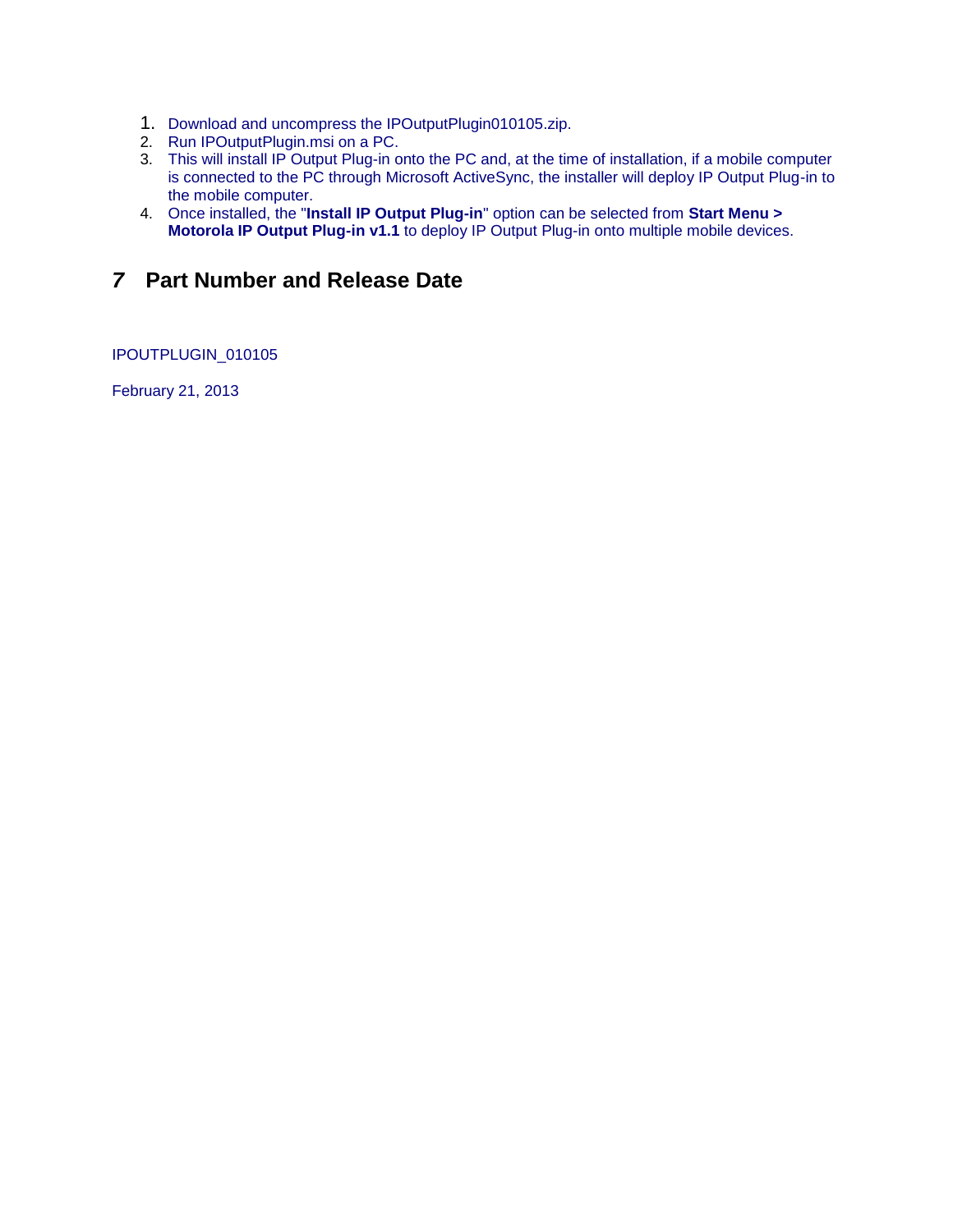1. Download and uncompress the IPOutputPlugin010105.zip.
2. Run IPOutputPlugin.msi on a PC.
3. This will install IP Output Plug-in onto the PC and, at the time of installation, if a mobile computer is connected to the PC through Microsoft ActiveSync, the installer will deploy IP Output Plug-in to the mobile computer.
4. Once installed, the "**Install IP Output Plug-in**" option can be selected from **Start Menu > Motorola IP Output Plug-in v1.1** to deploy IP Output Plug-in onto multiple mobile devices.

## 7 Part Number and Release Date

IPOUTPLUGIN_010105

February 21, 2013